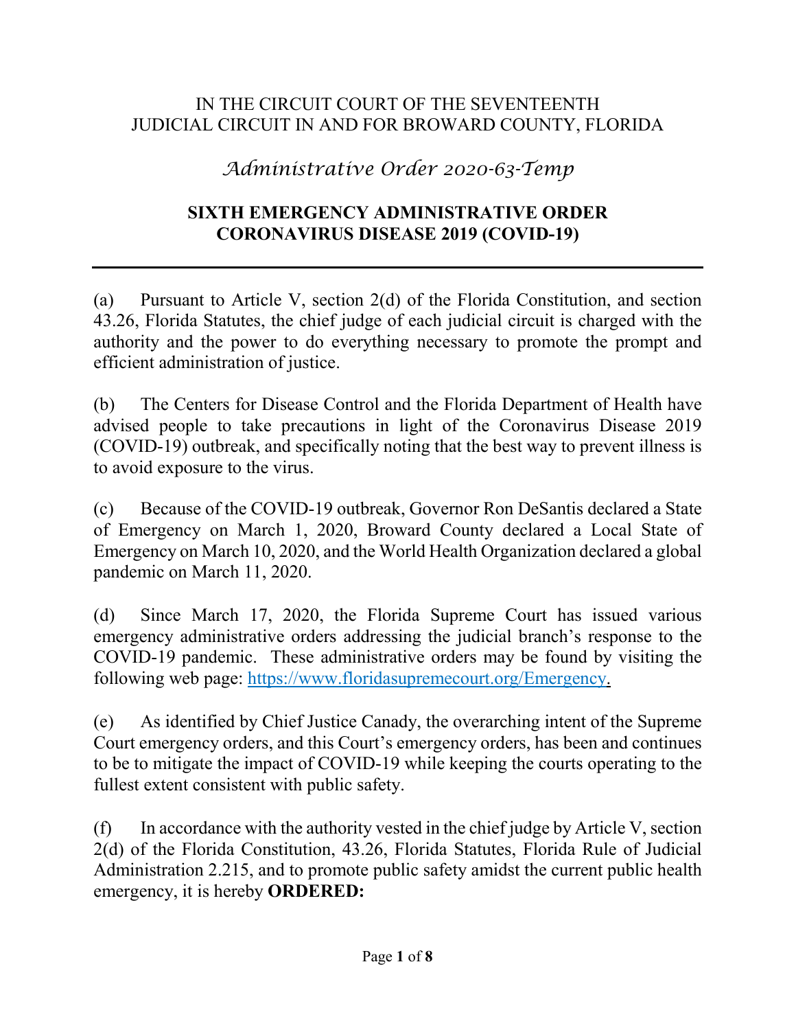IN THE CIRCUIT COURT OF THE SEVENTEENTH
JUDICIAL CIRCUIT IN AND FOR BROWARD COUNTY, FLORIDA

*Administrative Order 2020-63-Temp*

**SIXTH EMERGENCY ADMINISTRATIVE ORDER**
**CORONAVIRUS DISEASE 2019 (COVID-19)**

---

(a) Pursuant to Article V, section 2(d) of the Florida Constitution, and section 43.26, Florida Statutes, the chief judge of each judicial circuit is charged with the authority and the power to do everything necessary to promote the prompt and efficient administration of justice.

(b) The Centers for Disease Control and the Florida Department of Health have advised people to take precautions in light of the Coronavirus Disease 2019 (COVID-19) outbreak, and specifically noting that the best way to prevent illness is to avoid exposure to the virus.

(c) Because of the COVID-19 outbreak, Governor Ron DeSantis declared a State of Emergency on March 1, 2020, Broward County declared a Local State of Emergency on March 10, 2020, and the World Health Organization declared a global pandemic on March 11, 2020.

(d) Since March 17, 2020, the Florida Supreme Court has issued various emergency administrative orders addressing the judicial branch's response to the COVID-19 pandemic. These administrative orders may be found by visiting the following web page: [https://www.floridasupremecourt.org/Emergency](https://www.floridasupremecourt.org/Emergency).

(e) As identified by Chief Justice Canady, the overarching intent of the Supreme Court emergency orders, and this Court's emergency orders, has been and continues to be to mitigate the impact of COVID-19 while keeping the courts operating to the fullest extent consistent with public safety.

(f) In accordance with the authority vested in the chief judge by Article V, section 2(d) of the Florida Constitution, 43.26, Florida Statutes, Florida Rule of Judicial Administration 2.215, and to promote public safety amidst the current public health emergency, it is hereby **ORDERED:**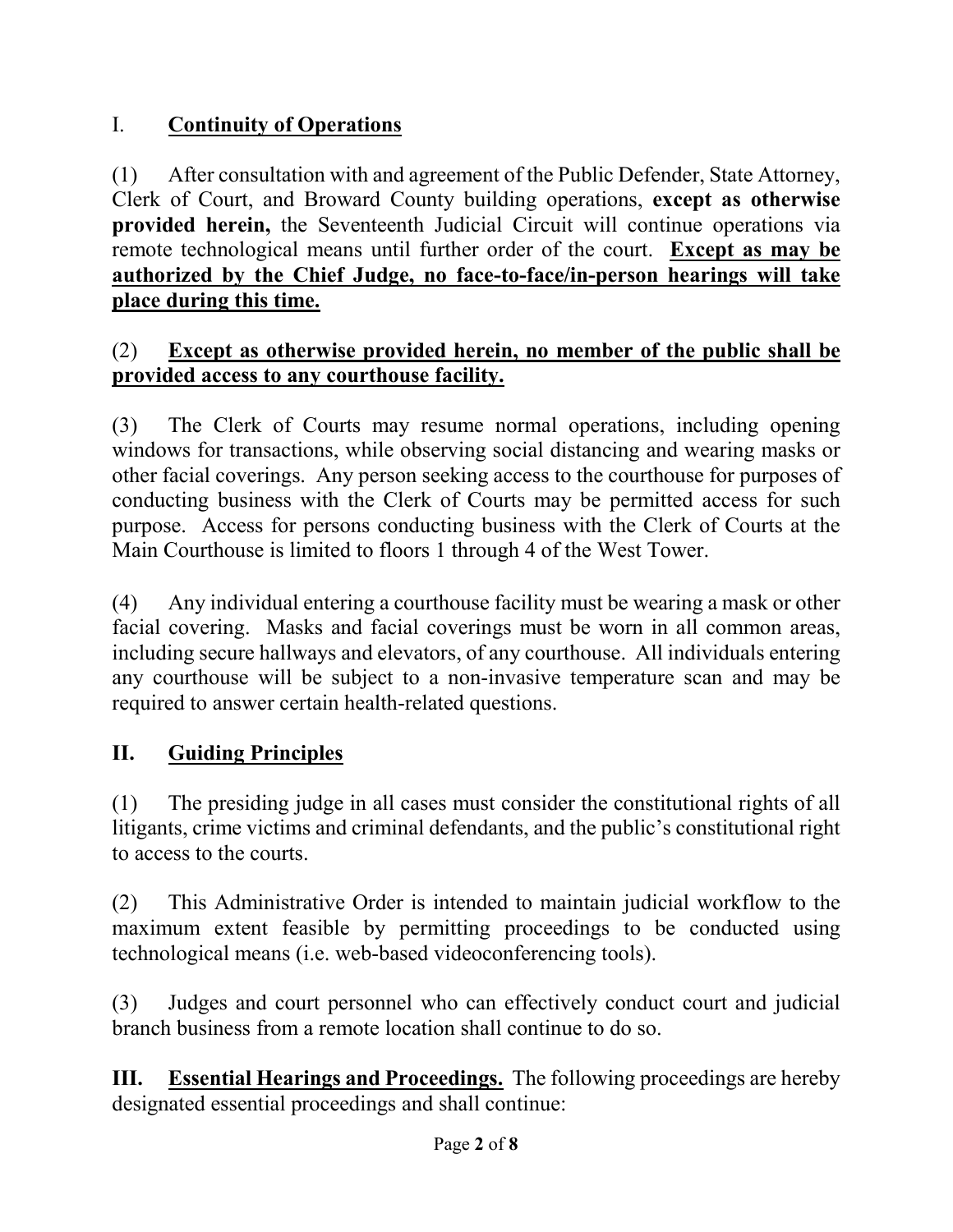## I. <u>Continuity of Operations</u>

(1) After consultation with and agreement of the Public Defender, State Attorney, Clerk of Court, and Broward County building operations, **except as otherwise provided herein,** the Seventeenth Judicial Circuit will continue operations via remote technological means until further order of the court. **<u>Except as may be authorized by the Chief Judge, no face-to-face/in-person hearings will take place during this time.</u>**

(2) **<u>Except as otherwise provided herein, no member of the public shall be provided access to any courthouse facility.</u>**

(3) The Clerk of Courts may resume normal operations, including opening windows for transactions, while observing social distancing and wearing masks or other facial coverings. Any person seeking access to the courthouse for purposes of conducting business with the Clerk of Courts may be permitted access for such purpose. Access for persons conducting business with the Clerk of Courts at the Main Courthouse is limited to floors 1 through 4 of the West Tower.

(4) Any individual entering a courthouse facility must be wearing a mask or other facial covering. Masks and facial coverings must be worn in all common areas, including secure hallways and elevators, of any courthouse. All individuals entering any courthouse will be subject to a non-invasive temperature scan and may be required to answer certain health-related questions.

## II. <u>Guiding Principles</u>

(1) The presiding judge in all cases must consider the constitutional rights of all litigants, crime victims and criminal defendants, and the public's constitutional right to access to the courts.

(2) This Administrative Order is intended to maintain judicial workflow to the maximum extent feasible by permitting proceedings to be conducted using technological means (i.e. web-based videoconferencing tools).

(3) Judges and court personnel who can effectively conduct court and judicial branch business from a remote location shall continue to do so.

**III. <u>Essential Hearings and Proceedings.</u>** The following proceedings are hereby designated essential proceedings and shall continue: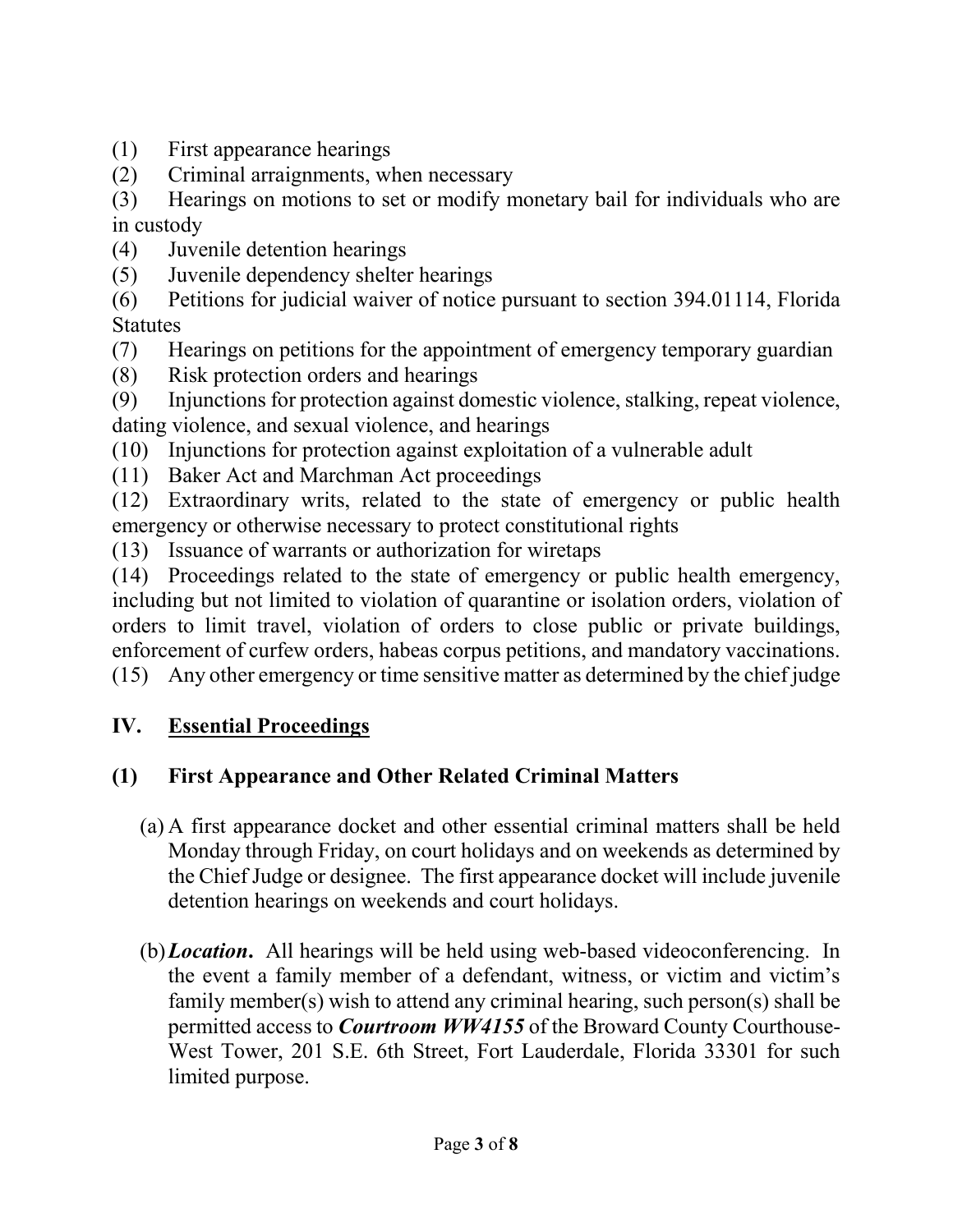(1) First appearance hearings
(2) Criminal arraignments, when necessary
(3) Hearings on motions to set or modify monetary bail for individuals who are in custody
(4) Juvenile detention hearings
(5) Juvenile dependency shelter hearings
(6) Petitions for judicial waiver of notice pursuant to section 394.01114, Florida Statutes
(7) Hearings on petitions for the appointment of emergency temporary guardian
(8) Risk protection orders and hearings
(9) Injunctions for protection against domestic violence, stalking, repeat violence, dating violence, and sexual violence, and hearings
(10) Injunctions for protection against exploitation of a vulnerable adult
(11) Baker Act and Marchman Act proceedings
(12) Extraordinary writs, related to the state of emergency or public health emergency or otherwise necessary to protect constitutional rights
(13) Issuance of warrants or authorization for wiretaps
(14) Proceedings related to the state of emergency or public health emergency, including but not limited to violation of quarantine or isolation orders, violation of orders to limit travel, violation of orders to close public or private buildings, enforcement of curfew orders, habeas corpus petitions, and mandatory vaccinations.
(15) Any other emergency or time sensitive matter as determined by the chief judge

## IV. Essential Proceedings

### (1) First Appearance and Other Related Criminal Matters

(a) A first appearance docket and other essential criminal matters shall be held Monday through Friday, on court holidays and on weekends as determined by the Chief Judge or designee. The first appearance docket will include juvenile detention hearings on weekends and court holidays.

(b) ***Location***. All hearings will be held using web-based videoconferencing. In the event a family member of a defendant, witness, or victim and victim's family member(s) wish to attend any criminal hearing, such person(s) shall be permitted access to ***Courtroom WW4155*** of the Broward County Courthouse-West Tower, 201 S.E. 6th Street, Fort Lauderdale, Florida 33301 for such limited purpose.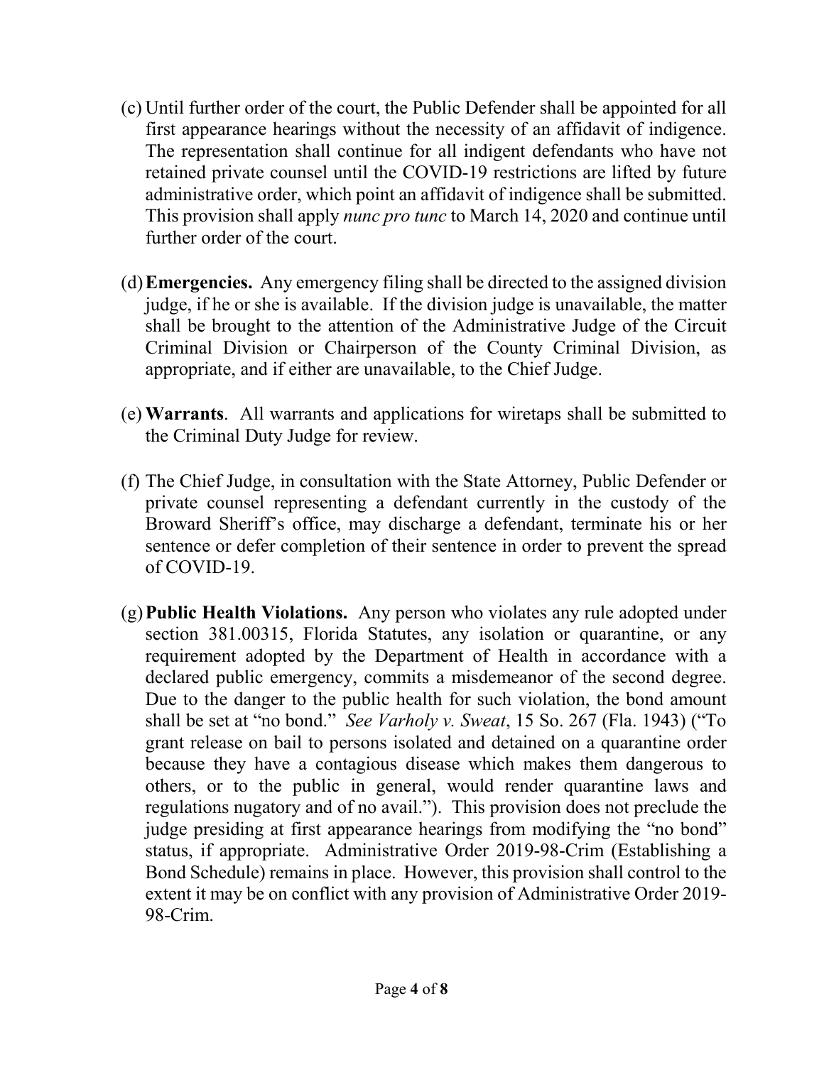(c) Until further order of the court, the Public Defender shall be appointed for all first appearance hearings without the necessity of an affidavit of indigence. The representation shall continue for all indigent defendants who have not retained private counsel until the COVID-19 restrictions are lifted by future administrative order, which point an affidavit of indigence shall be submitted. This provision shall apply *nunc pro tunc* to March 14, 2020 and continue until further order of the court.

(d) **Emergencies.** Any emergency filing shall be directed to the assigned division judge, if he or she is available. If the division judge is unavailable, the matter shall be brought to the attention of the Administrative Judge of the Circuit Criminal Division or Chairperson of the County Criminal Division, as appropriate, and if either are unavailable, to the Chief Judge.

(e) **Warrants**. All warrants and applications for wiretaps shall be submitted to the Criminal Duty Judge for review.

(f) The Chief Judge, in consultation with the State Attorney, Public Defender or private counsel representing a defendant currently in the custody of the Broward Sheriff's office, may discharge a defendant, terminate his or her sentence or defer completion of their sentence in order to prevent the spread of COVID-19.

(g) **Public Health Violations.** Any person who violates any rule adopted under section 381.00315, Florida Statutes, any isolation or quarantine, or any requirement adopted by the Department of Health in accordance with a declared public emergency, commits a misdemeanor of the second degree. Due to the danger to the public health for such violation, the bond amount shall be set at "no bond." *See Varholy v. Sweat*, 15 So. 267 (Fla. 1943) ("To grant release on bail to persons isolated and detained on a quarantine order because they have a contagious disease which makes them dangerous to others, or to the public in general, would render quarantine laws and regulations nugatory and of no avail."). This provision does not preclude the judge presiding at first appearance hearings from modifying the "no bond" status, if appropriate. Administrative Order 2019-98-Crim (Establishing a Bond Schedule) remains in place. However, this provision shall control to the extent it may be on conflict with any provision of Administrative Order 2019-98-Crim.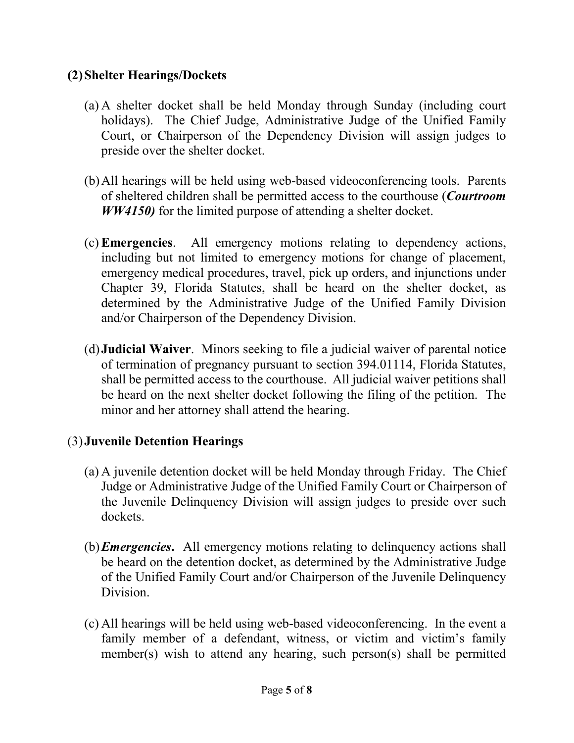**(2) Shelter Hearings/Dockets**

(a) A shelter docket shall be held Monday through Sunday (including court holidays). The Chief Judge, Administrative Judge of the Unified Family Court, or Chairperson of the Dependency Division will assign judges to preside over the shelter docket.

(b) All hearings will be held using web-based videoconferencing tools. Parents of sheltered children shall be permitted access to the courthouse (***Courtroom WW4150)*** for the limited purpose of attending a shelter docket.

(c) **Emergencies**. All emergency motions relating to dependency actions, including but not limited to emergency motions for change of placement, emergency medical procedures, travel, pick up orders, and injunctions under Chapter 39, Florida Statutes, shall be heard on the shelter docket, as determined by the Administrative Judge of the Unified Family Division and/or Chairperson of the Dependency Division.

(d) **Judicial Waiver**. Minors seeking to file a judicial waiver of parental notice of termination of pregnancy pursuant to section 394.01114, Florida Statutes, shall be permitted access to the courthouse. All judicial waiver petitions shall be heard on the next shelter docket following the filing of the petition. The minor and her attorney shall attend the hearing.

(3) **Juvenile Detention Hearings**

(a) A juvenile detention docket will be held Monday through Friday. The Chief Judge or Administrative Judge of the Unified Family Court or Chairperson of the Juvenile Delinquency Division will assign judges to preside over such dockets.

(b) ***Emergencies*****.** All emergency motions relating to delinquency actions shall be heard on the detention docket, as determined by the Administrative Judge of the Unified Family Court and/or Chairperson of the Juvenile Delinquency Division.

(c) All hearings will be held using web-based videoconferencing. In the event a family member of a defendant, witness, or victim and victim's family member(s) wish to attend any hearing, such person(s) shall be permitted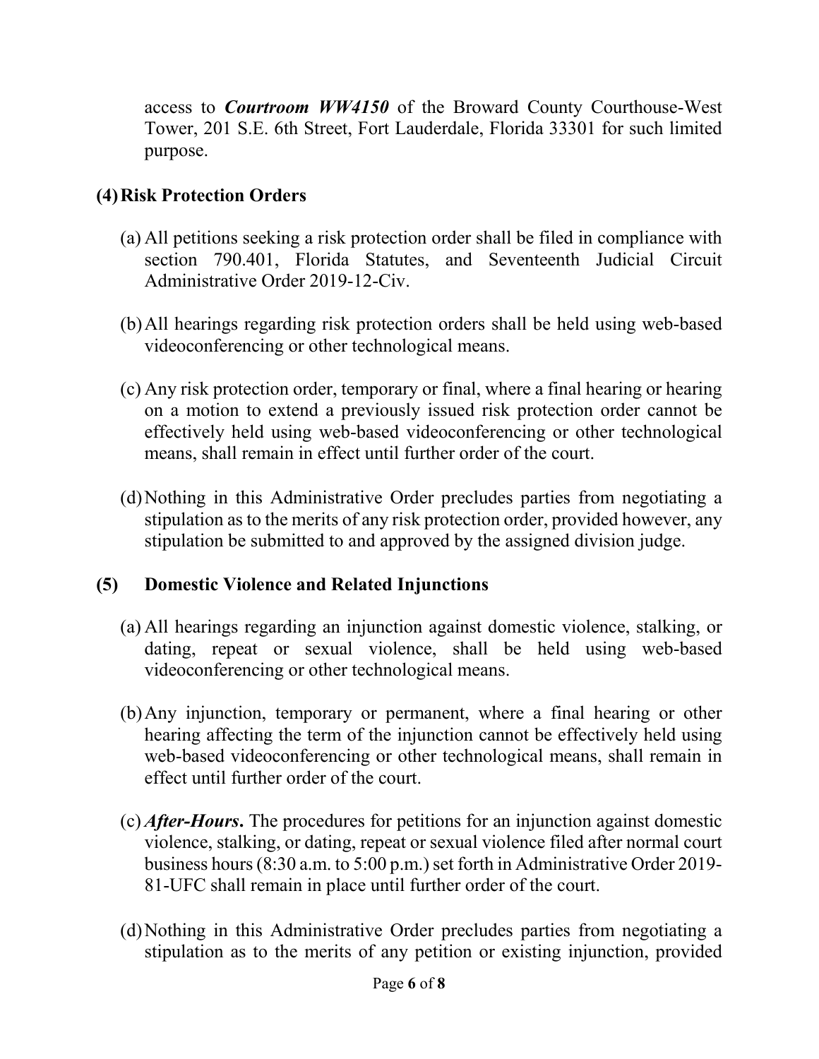access to ***Courtroom WW4150*** of the Broward County Courthouse-West Tower, 201 S.E. 6th Street, Fort Lauderdale, Florida 33301 for such limited purpose.

**(4) Risk Protection Orders**

(a) All petitions seeking a risk protection order shall be filed in compliance with section 790.401, Florida Statutes, and Seventeenth Judicial Circuit Administrative Order 2019-12-Civ.

(b) All hearings regarding risk protection orders shall be held using web-based videoconferencing or other technological means.

(c) Any risk protection order, temporary or final, where a final hearing or hearing on a motion to extend a previously issued risk protection order cannot be effectively held using web-based videoconferencing or other technological means, shall remain in effect until further order of the court.

(d) Nothing in this Administrative Order precludes parties from negotiating a stipulation as to the merits of any risk protection order, provided however, any stipulation be submitted to and approved by the assigned division judge.

**(5) Domestic Violence and Related Injunctions**

(a) All hearings regarding an injunction against domestic violence, stalking, or dating, repeat or sexual violence, shall be held using web-based videoconferencing or other technological means.

(b) Any injunction, temporary or permanent, where a final hearing or other hearing affecting the term of the injunction cannot be effectively held using web-based videoconferencing or other technological means, shall remain in effect until further order of the court.

(c) ***After-Hours*.** The procedures for petitions for an injunction against domestic violence, stalking, or dating, repeat or sexual violence filed after normal court business hours (8:30 a.m. to 5:00 p.m.) set forth in Administrative Order 2019-81-UFC shall remain in place until further order of the court.

(d) Nothing in this Administrative Order precludes parties from negotiating a stipulation as to the merits of any petition or existing injunction, provided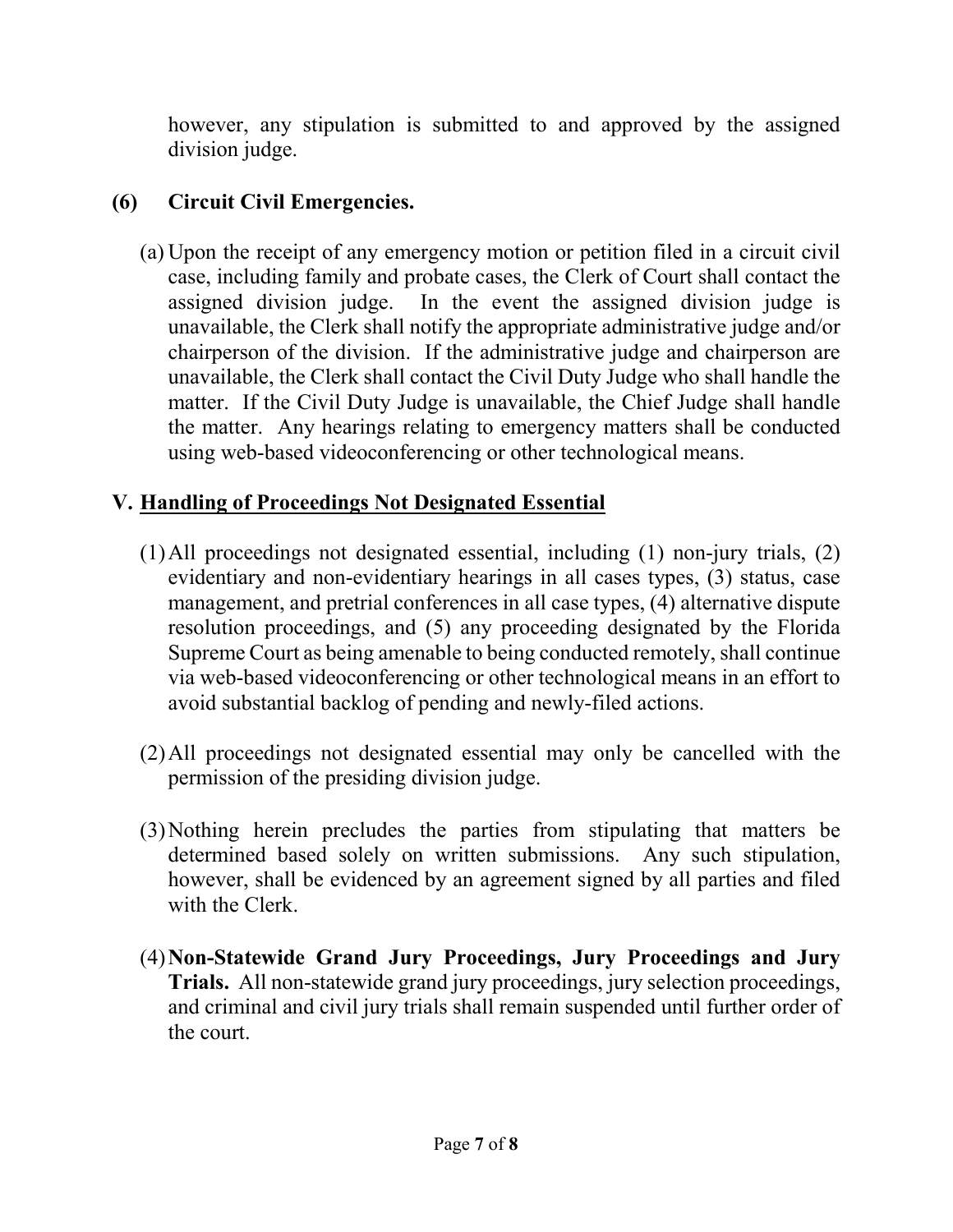however, any stipulation is submitted to and approved by the assigned division judge.

**(6) Circuit Civil Emergencies.**

(a) Upon the receipt of any emergency motion or petition filed in a circuit civil case, including family and probate cases, the Clerk of Court shall contact the assigned division judge. In the event the assigned division judge is unavailable, the Clerk shall notify the appropriate administrative judge and/or chairperson of the division. If the administrative judge and chairperson are unavailable, the Clerk shall contact the Civil Duty Judge who shall handle the matter. If the Civil Duty Judge is unavailable, the Chief Judge shall handle the matter. Any hearings relating to emergency matters shall be conducted using web-based videoconferencing or other technological means.

## V. <u>Handling of Proceedings Not Designated Essential</u>

(1) All proceedings not designated essential, including (1) non-jury trials, (2) evidentiary and non-evidentiary hearings in all cases types, (3) status, case management, and pretrial conferences in all case types, (4) alternative dispute resolution proceedings, and (5) any proceeding designated by the Florida Supreme Court as being amenable to being conducted remotely, shall continue via web-based videoconferencing or other technological means in an effort to avoid substantial backlog of pending and newly-filed actions.

(2) All proceedings not designated essential may only be cancelled with the permission of the presiding division judge.

(3) Nothing herein precludes the parties from stipulating that matters be determined based solely on written submissions. Any such stipulation, however, shall be evidenced by an agreement signed by all parties and filed with the Clerk.

(4) **Non-Statewide Grand Jury Proceedings, Jury Proceedings and Jury Trials.** All non-statewide grand jury proceedings, jury selection proceedings, and criminal and civil jury trials shall remain suspended until further order of the court.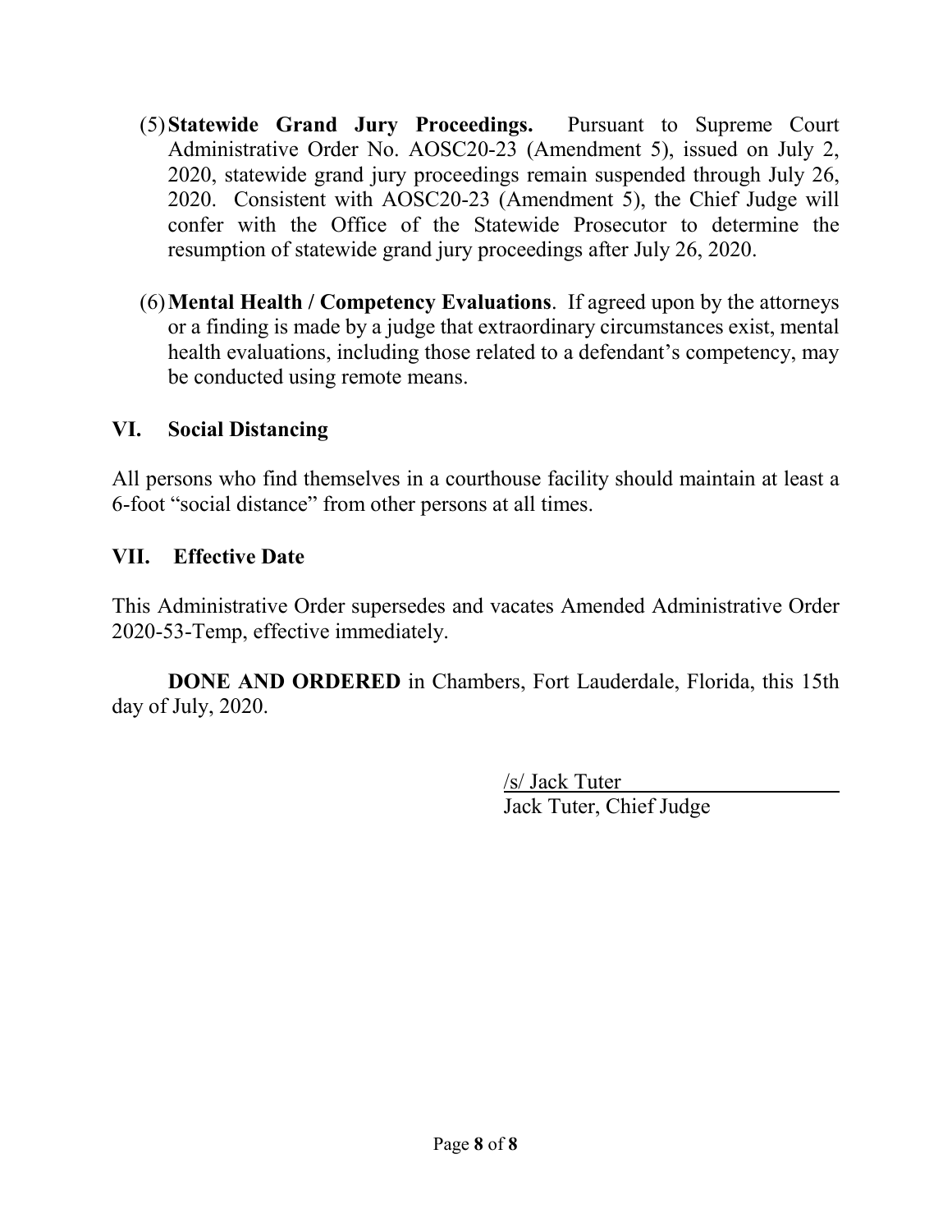(5) **Statewide Grand Jury Proceedings.** Pursuant to Supreme Court Administrative Order No. AOSC20-23 (Amendment 5), issued on July 2, 2020, statewide grand jury proceedings remain suspended through July 26, 2020. Consistent with AOSC20-23 (Amendment 5), the Chief Judge will confer with the Office of the Statewide Prosecutor to determine the resumption of statewide grand jury proceedings after July 26, 2020.

(6) **Mental Health / Competency Evaluations**. If agreed upon by the attorneys or a finding is made by a judge that extraordinary circumstances exist, mental health evaluations, including those related to a defendant's competency, may be conducted using remote means.

## VI. Social Distancing

All persons who find themselves in a courthouse facility should maintain at least a 6-foot "social distance" from other persons at all times.

## VII. Effective Date

This Administrative Order supersedes and vacates Amended Administrative Order 2020-53-Temp, effective immediately.

**DONE AND ORDERED** in Chambers, Fort Lauderdale, Florida, this 15th day of July, 2020.

/s/ Jack Tuter
Jack Tuter, Chief Judge